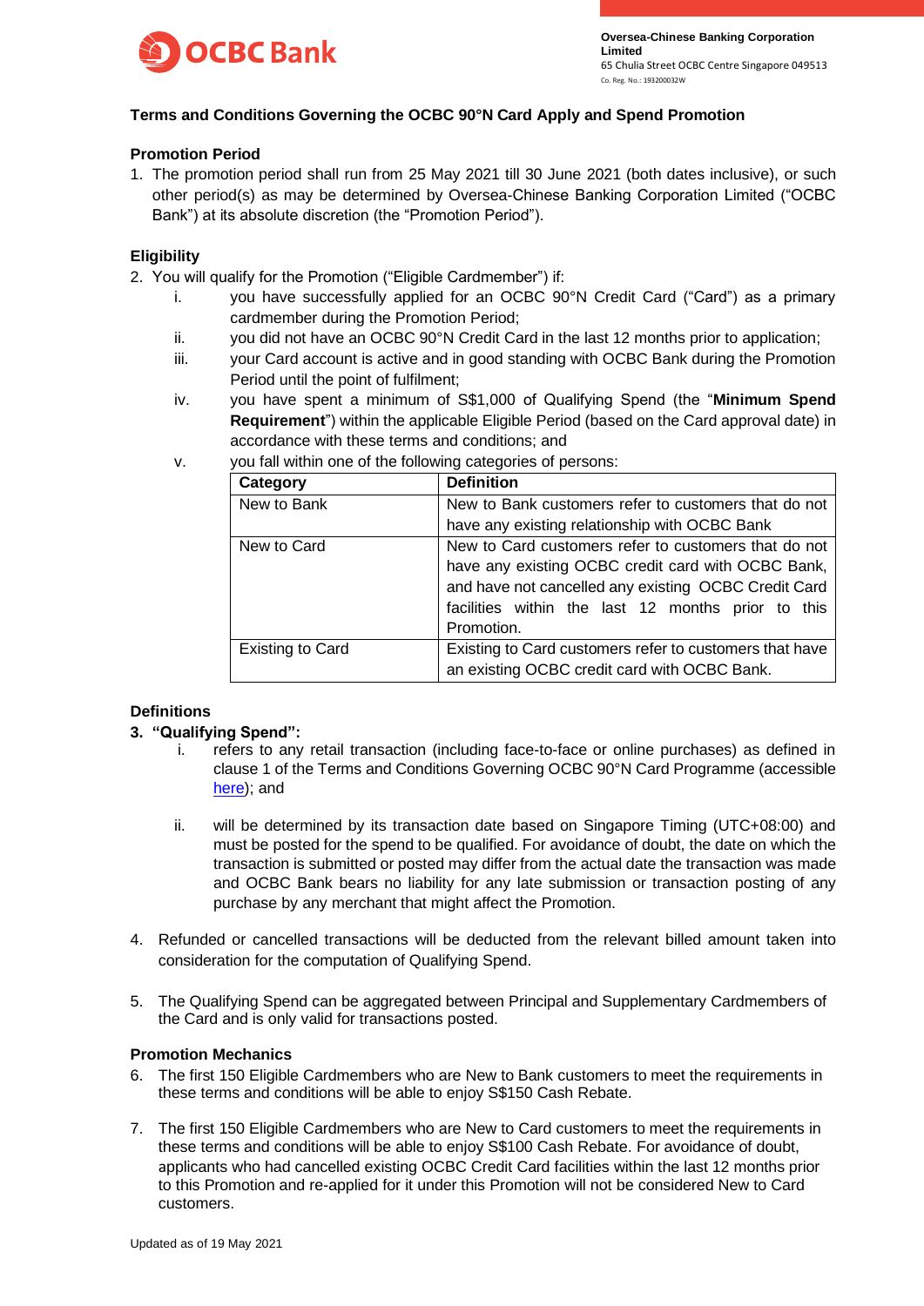OCBC Bank

**Oversea-Chinese Banking Corporation Limited**
65 Chulia Street OCBC Centre Singapore 049513
Co. Reg. No.: 193200032W

## Terms and Conditions Governing the OCBC 90°N Card Apply and Spend Promotion

### Promotion Period

1. The promotion period shall run from 25 May 2021 till 30 June 2021 (both dates inclusive), or such other period(s) as may be determined by Oversea-Chinese Banking Corporation Limited ("OCBC Bank") at its absolute discretion (the "Promotion Period").

### Eligibility

2. You will qualify for the Promotion ("Eligible Cardmember") if:
   i. you have successfully applied for an OCBC 90°N Credit Card ("Card") as a primary cardmember during the Promotion Period;
   ii. you did not have an OCBC 90°N Credit Card in the last 12 months prior to application;
   iii. your Card account is active and in good standing with OCBC Bank during the Promotion Period until the point of fulfilment;
   iv. you have spent a minimum of S$1,000 of Qualifying Spend (the "**Minimum Spend Requirement**") within the applicable Eligible Period (based on the Card approval date) in accordance with these terms and conditions; and
   v. you fall within one of the following categories of persons:

| Category | Definition |
|---|---|
| New to Bank | New to Bank customers refer to customers that do not have any existing relationship with OCBC Bank |
| New to Card | New to Card customers refer to customers that do not have any existing OCBC credit card with OCBC Bank, and have not cancelled any existing OCBC Credit Card facilities within the last 12 months prior to this Promotion. |
| Existing to Card | Existing to Card customers refer to customers that have an existing OCBC credit card with OCBC Bank. |

### Definitions

3. **"Qualifying Spend":**
   i. refers to any retail transaction (including face-to-face or online purchases) as defined in clause 1 of the Terms and Conditions Governing OCBC 90°N Card Programme (accessible here); and
   ii. will be determined by its transaction date based on Singapore Timing (UTC+08:00) and must be posted for the spend to be qualified. For avoidance of doubt, the date on which the transaction is submitted or posted may differ from the actual date the transaction was made and OCBC Bank bears no liability for any late submission or transaction posting of any purchase by any merchant that might affect the Promotion.

4. Refunded or cancelled transactions will be deducted from the relevant billed amount taken into consideration for the computation of Qualifying Spend.

5. The Qualifying Spend can be aggregated between Principal and Supplementary Cardmembers of the Card and is only valid for transactions posted.

### Promotion Mechanics

6. The first 150 Eligible Cardmembers who are New to Bank customers to meet the requirements in these terms and conditions will be able to enjoy S$150 Cash Rebate.

7. The first 150 Eligible Cardmembers who are New to Card customers to meet the requirements in these terms and conditions will be able to enjoy S$100 Cash Rebate. For avoidance of doubt, applicants who had cancelled existing OCBC Credit Card facilities within the last 12 months prior to this Promotion and re-applied for it under this Promotion will not be considered New to Card customers.

Updated as of 19 May 2021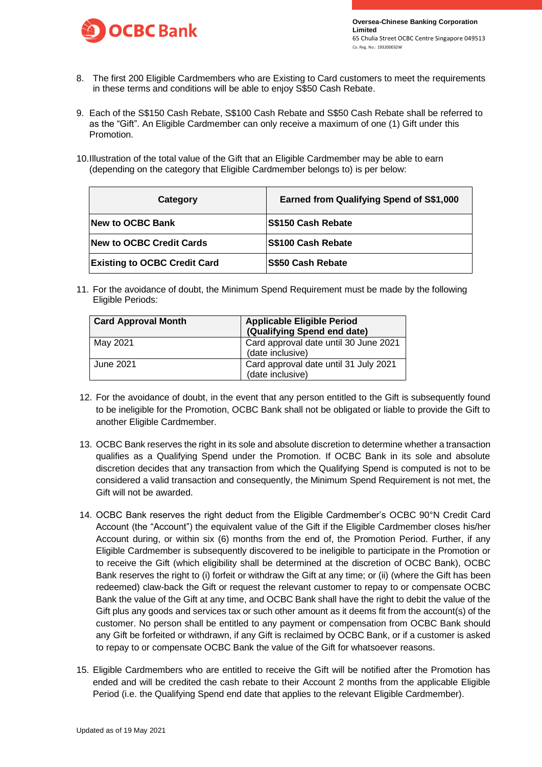8. The first 200 Eligible Cardmembers who are Existing to Card customers to meet the requirements in these terms and conditions will be able to enjoy S$50 Cash Rebate.

9. Each of the S$150 Cash Rebate, S$100 Cash Rebate and S$50 Cash Rebate shall be referred to as the "Gift". An Eligible Cardmember can only receive a maximum of one (1) Gift under this Promotion.

10. Illustration of the total value of the Gift that an Eligible Cardmember may be able to earn (depending on the category that Eligible Cardmember belongs to) is per below:

| Category | Earned from Qualifying Spend of S$1,000 |
|---|---|
| **New to OCBC Bank** | **S$150 Cash Rebate** |
| **New to OCBC Credit Cards** | **S$100 Cash Rebate** |
| **Existing to OCBC Credit Card** | **S$50 Cash Rebate** |

11. For the avoidance of doubt, the Minimum Spend Requirement must be made by the following Eligible Periods:

| Card Approval Month | Applicable Eligible Period (Qualifying Spend end date) |
|---|---|
| May 2021 | Card approval date until 30 June 2021 (date inclusive) |
| June 2021 | Card approval date until 31 July 2021 (date inclusive) |

12. For the avoidance of doubt, in the event that any person entitled to the Gift is subsequently found to be ineligible for the Promotion, OCBC Bank shall not be obligated or liable to provide the Gift to another Eligible Cardmember.

13. OCBC Bank reserves the right in its sole and absolute discretion to determine whether a transaction qualifies as a Qualifying Spend under the Promotion. If OCBC Bank in its sole and absolute discretion decides that any transaction from which the Qualifying Spend is computed is not to be considered a valid transaction and consequently, the Minimum Spend Requirement is not met, the Gift will not be awarded.

14. OCBC Bank reserves the right deduct from the Eligible Cardmember's OCBC 90°N Credit Card Account (the "Account") the equivalent value of the Gift if the Eligible Cardmember closes his/her Account during, or within six (6) months from the end of, the Promotion Period. Further, if any Eligible Cardmember is subsequently discovered to be ineligible to participate in the Promotion or to receive the Gift (which eligibility shall be determined at the discretion of OCBC Bank), OCBC Bank reserves the right to (i) forfeit or withdraw the Gift at any time; or (ii) (where the Gift has been redeemed) claw-back the Gift or request the relevant customer to repay to or compensate OCBC Bank the value of the Gift at any time, and OCBC Bank shall have the right to debit the value of the Gift plus any goods and services tax or such other amount as it deems fit from the account(s) of the customer. No person shall be entitled to any payment or compensation from OCBC Bank should any Gift be forfeited or withdrawn, if any Gift is reclaimed by OCBC Bank, or if a customer is asked to repay to or compensate OCBC Bank the value of the Gift for whatsoever reasons.

15. Eligible Cardmembers who are entitled to receive the Gift will be notified after the Promotion has ended and will be credited the cash rebate to their Account 2 months from the applicable Eligible Period (i.e. the Qualifying Spend end date that applies to the relevant Eligible Cardmember).

Updated as of 19 May 2021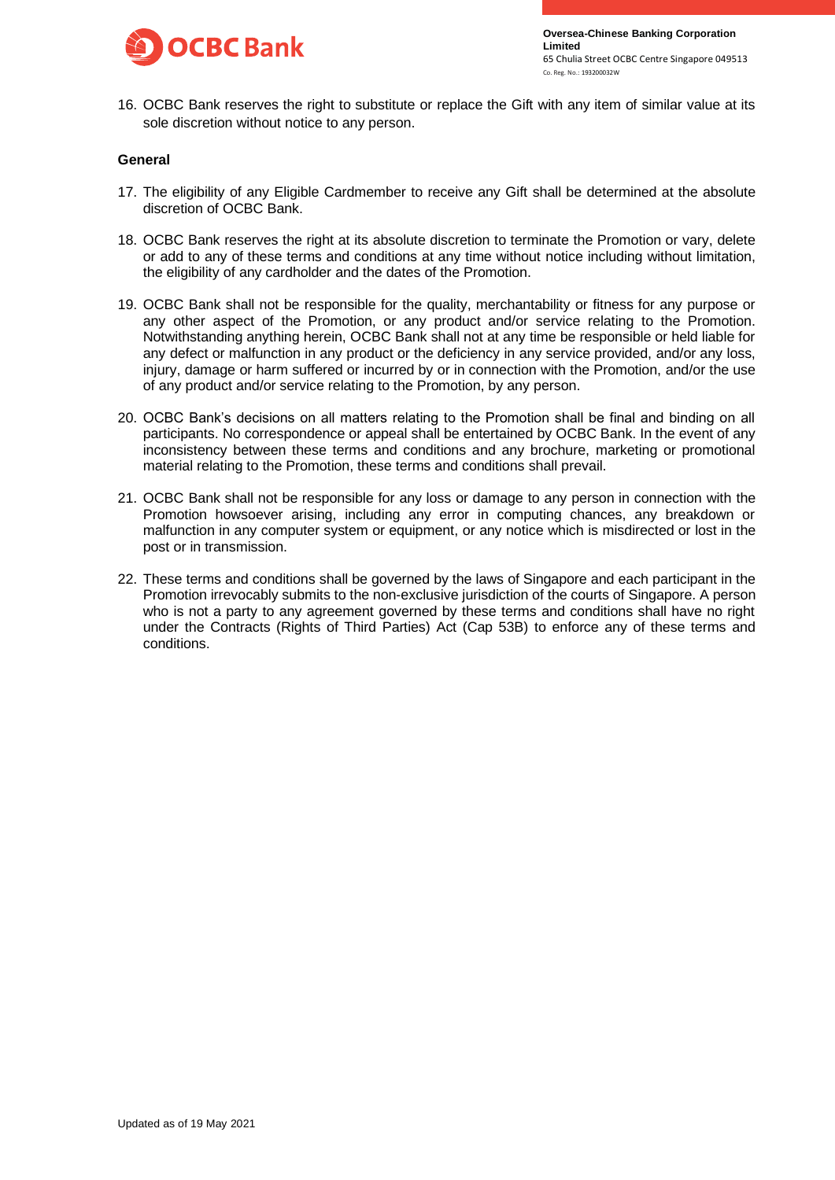16. OCBC Bank reserves the right to substitute or replace the Gift with any item of similar value at its sole discretion without notice to any person.

**General**

17. The eligibility of any Eligible Cardmember to receive any Gift shall be determined at the absolute discretion of OCBC Bank.

18. OCBC Bank reserves the right at its absolute discretion to terminate the Promotion or vary, delete or add to any of these terms and conditions at any time without notice including without limitation, the eligibility of any cardholder and the dates of the Promotion.

19. OCBC Bank shall not be responsible for the quality, merchantability or fitness for any purpose or any other aspect of the Promotion, or any product and/or service relating to the Promotion. Notwithstanding anything herein, OCBC Bank shall not at any time be responsible or held liable for any defect or malfunction in any product or the deficiency in any service provided, and/or any loss, injury, damage or harm suffered or incurred by or in connection with the Promotion, and/or the use of any product and/or service relating to the Promotion, by any person.

20. OCBC Bank's decisions on all matters relating to the Promotion shall be final and binding on all participants. No correspondence or appeal shall be entertained by OCBC Bank. In the event of any inconsistency between these terms and conditions and any brochure, marketing or promotional material relating to the Promotion, these terms and conditions shall prevail.

21. OCBC Bank shall not be responsible for any loss or damage to any person in connection with the Promotion howsoever arising, including any error in computing chances, any breakdown or malfunction in any computer system or equipment, or any notice which is misdirected or lost in the post or in transmission.

22. These terms and conditions shall be governed by the laws of Singapore and each participant in the Promotion irrevocably submits to the non-exclusive jurisdiction of the courts of Singapore. A person who is not a party to any agreement governed by these terms and conditions shall have no right under the Contracts (Rights of Third Parties) Act (Cap 53B) to enforce any of these terms and conditions.

Updated as of 19 May 2021